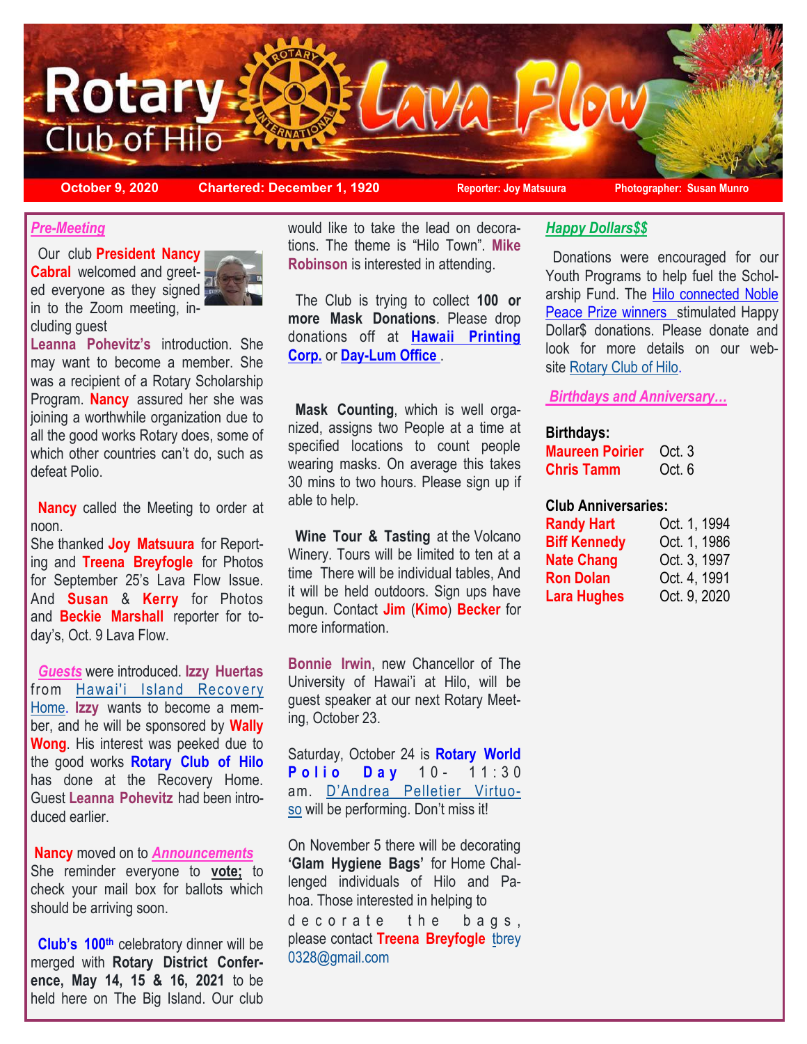# Rotary Club of Hilo — Lava Flow

**October 9, 2020** | **Chartered: December 1, 1920** | **Reporter: Joy Matsuura** | **Photographer: Susan Munro**

### *Pre-Meeting*

Our club **President Nancy Cabral** welcomed and greeted everyone as they signed in to the Zoom meeting, including guest **Leanna Pohevitz's** introduction. She may want to become a member. She was a recipient of a Rotary Scholarship Program. **Nancy** assured her she was joining a worthwhile organization due to all the good works Rotary does, some of which other countries can't do, such as defeat Polio.

**Nancy** called the Meeting to order at noon.
She thanked **Joy Matsuura** for Reporting and **Treena Breyfogle** for Photos for September 25's Lava Flow Issue. And **Susan** & **Kerry** for Photos and **Beckie Marshall** reporter for today's, Oct. 9 Lava Flow.

***Guests*** were introduced. **Izzy Huertas** from Hawai'i Island Recovery Home. **Izzy** wants to become a member, and he will be sponsored by **Wally Wong**. His interest was peeked due to the good works **Rotary Club of Hilo** has done at the Recovery Home. Guest **Leanna Pohevitz** had been introduced earlier.

**Nancy** moved on to ***Announcements***
She reminder everyone to **vote;** to check your mail box for ballots which should be arriving soon.

**Club's 100th** celebratory dinner will be merged with **Rotary District Conference, May 14, 15 & 16, 2021** to be held here on The Big Island. Our club would like to take the lead on decorations. The theme is "Hilo Town". **Mike Robinson** is interested in attending.

The Club is trying to collect **100 or more Mask Donations**. Please drop donations off at **Hawaii Printing Corp.** or **Day-Lum Office** .

**Mask Counting**, which is well organized, assigns two People at a time at specified locations to count people wearing masks. On average this takes 30 mins to two hours. Please sign up if able to help.

**Wine Tour & Tasting** at the Volcano Winery. Tours will be limited to ten at a time There will be individual tables, And it will be held outdoors. Sign ups have begun. Contact **Jim** (**Kimo**) **Becker** for more information.

**Bonnie Irwin**, new Chancellor of The University of Hawai'i at Hilo, will be guest speaker at our next Rotary Meeting, October 23.

Saturday, October 24 is **Rotary World Polio Day** 10- 11:30 am. D'Andrea Pelletier Virtuoso will be performing. Don't miss it!

On November 5 there will be decorating **'Glam Hygiene Bags'** for Home Challenged individuals of Hilo and Pahoa. Those interested in helping to decorate the bags, please contact **Treena Breyfogle** tbrey0328@gmail.com

### *Happy Dollars$$*

Donations were encouraged for our Youth Programs to help fuel the Scholarship Fund. The Hilo connected Noble Peace Prize winners stimulated Happy Dollar$ donations. Please donate and look for more details on our website Rotary Club of Hilo.

### *Birthdays and Anniversary…*

**Birthdays:**

| | |
|---|---|
| **Maureen Poirier** | Oct. 3 |
| **Chris Tamm** | Oct. 6 |

**Club Anniversaries:**

| | |
|---|---|
| **Randy Hart** | Oct. 1, 1994 |
| **Biff Kennedy** | Oct. 1, 1986 |
| **Nate Chang** | Oct. 3, 1997 |
| **Ron Dolan** | Oct. 4, 1991 |
| **Lara Hughes** | Oct. 9, 2020 |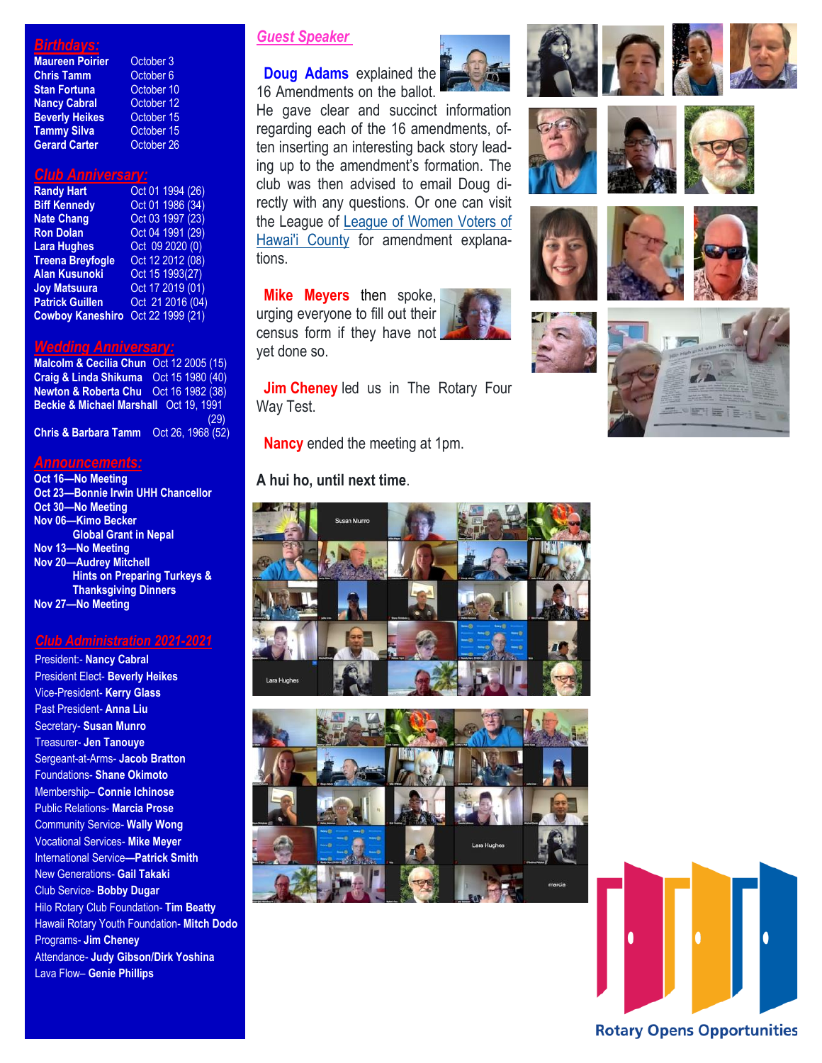## Birthdays:

| | |
|---|---|
| **Maureen Poirier** | October 3 |
| **Chris Tamm** | October 6 |
| **Stan Fortuna** | October 10 |
| **Nancy Cabral** | October 12 |
| **Beverly Heikes** | October 15 |
| **Tammy Silva** | October 15 |
| **Gerard Carter** | October 26 |

## Club Anniversary:

| | |
|---|---|
| **Randy Hart** | Oct 01 1994 (26) |
| **Biff Kennedy** | Oct 01 1986 (34) |
| **Nate Chang** | Oct 03 1997 (23) |
| **Ron Dolan** | Oct 04 1991 (29) |
| **Lara Hughes** | Oct 09 2020 (0) |
| **Treena Breyfogle** | Oct 12 2012 (08) |
| **Alan Kusunoki** | Oct 15 1993(27) |
| **Joy Matsuura** | Oct 17 2019 (01) |
| **Patrick Guillen** | Oct 21 2016 (04) |
| **Cowboy Kaneshiro** | Oct 22 1999 (21) |

## Wedding Anniversary:

| | |
|---|---|
| **Malcolm & Cecilia Chun** | Oct 12 2005 (15) |
| **Craig & Linda Shikuma** | Oct 15 1980 (40) |
| **Newton & Roberta Chu** | Oct 16 1982 (38) |
| **Beckie & Michael Marshall** | Oct 19, 1991 (29) |
| **Chris & Barbara Tamm** | Oct 26, 1968 (52) |

## Announcements:

**Oct 16—No Meeting**
**Oct 23—Bonnie Irwin UHH Chancellor**
**Oct 30—No Meeting**
**Nov 06—Kimo Becker**
**Global Grant in Nepal**
**Nov 13—No Meeting**
**Nov 20—Audrey Mitchell**
**Hints on Preparing Turkeys & Thanksgiving Dinners**
**Nov 27—No Meeting**

## Club Administration 2021-2021

President:- **Nancy Cabral**
President Elect- **Beverly Heikes**
Vice-President- **Kerry Glass**
Past President- **Anna Liu**
Secretary- **Susan Munro**
Treasurer- **Jen Tanouye**
Sergeant-at-Arms- **Jacob Bratton**
Foundations- **Shane Okimoto**
Membership– **Connie Ichinose**
Public Relations- **Marcia Prose**
Community Service- **Wally Wong**
Vocational Services- **Mike Meyer**
International Service—**Patrick Smith**
New Generations- **Gail Takaki**
Club Service- **Bobby Dugar**
Hilo Rotary Club Foundation- **Tim Beatty**
Hawaii Rotary Youth Foundation- **Mitch Dodo**
Programs- **Jim Cheney**
Attendance- **Judy Gibson/Dirk Yoshina**
Lava Flow– **Genie Phillips**

## Guest Speaker

**Doug Adams** explained the 16 Amendments on the ballot. He gave clear and succinct information regarding each of the 16 amendments, often inserting an interesting back story leading up to the amendment's formation. The club was then advised to email Doug directly with any questions. Or one can visit the League of [League of Women Voters of Hawai'i County] for amendment explanations.

**Mike Meyers** then spoke, urging everyone to fill out their census form if they have not yet done so.

**Jim Cheney** led us in The Rotary Four Way Test.

**Nancy** ended the meeting at 1pm.

**A hui ho, until next time**.

Rotary Opens Opportunities